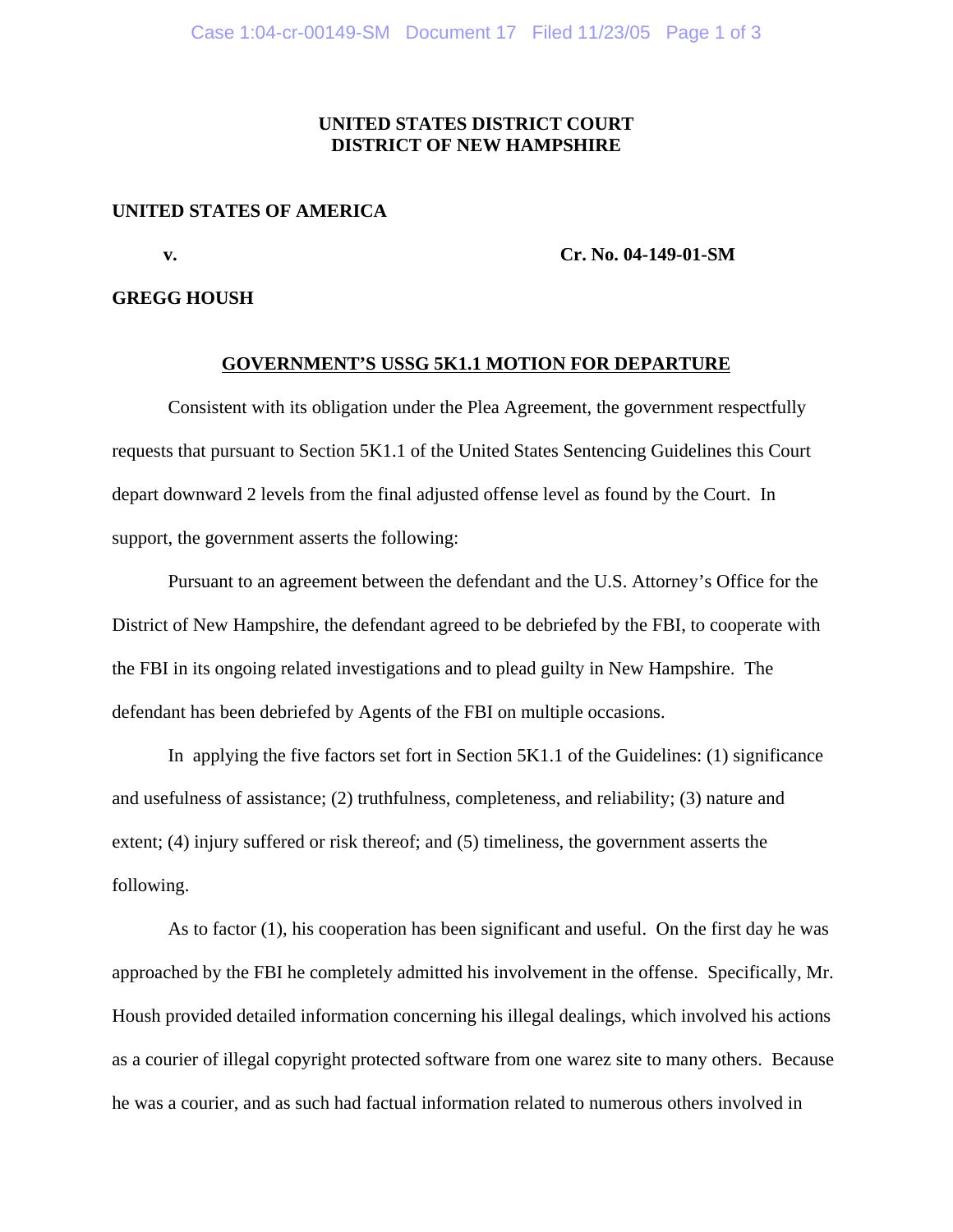**UNITED STATES DISTRICT COURT**
**DISTRICT OF NEW HAMPSHIRE**

**UNITED STATES OF AMERICA**

**v.** **Cr. No. 04-149-01-SM**

**GREGG HOUSH**

## GOVERNMENT'S USSG 5K1.1 MOTION FOR DEPARTURE

Consistent with its obligation under the Plea Agreement, the government respectfully requests that pursuant to Section 5K1.1 of the United States Sentencing Guidelines this Court depart downward 2 levels from the final adjusted offense level as found by the Court. In support, the government asserts the following:

Pursuant to an agreement between the defendant and the U.S. Attorney's Office for the District of New Hampshire, the defendant agreed to be debriefed by the FBI, to cooperate with the FBI in its ongoing related investigations and to plead guilty in New Hampshire. The defendant has been debriefed by Agents of the FBI on multiple occasions.

In applying the five factors set fort in Section 5K1.1 of the Guidelines: (1) significance and usefulness of assistance; (2) truthfulness, completeness, and reliability; (3) nature and extent; (4) injury suffered or risk thereof; and (5) timeliness, the government asserts the following.

As to factor (1), his cooperation has been significant and useful. On the first day he was approached by the FBI he completely admitted his involvement in the offense. Specifically, Mr. Housh provided detailed information concerning his illegal dealings, which involved his actions as a courier of illegal copyright protected software from one warez site to many others. Because he was a courier, and as such had factual information related to numerous others involved in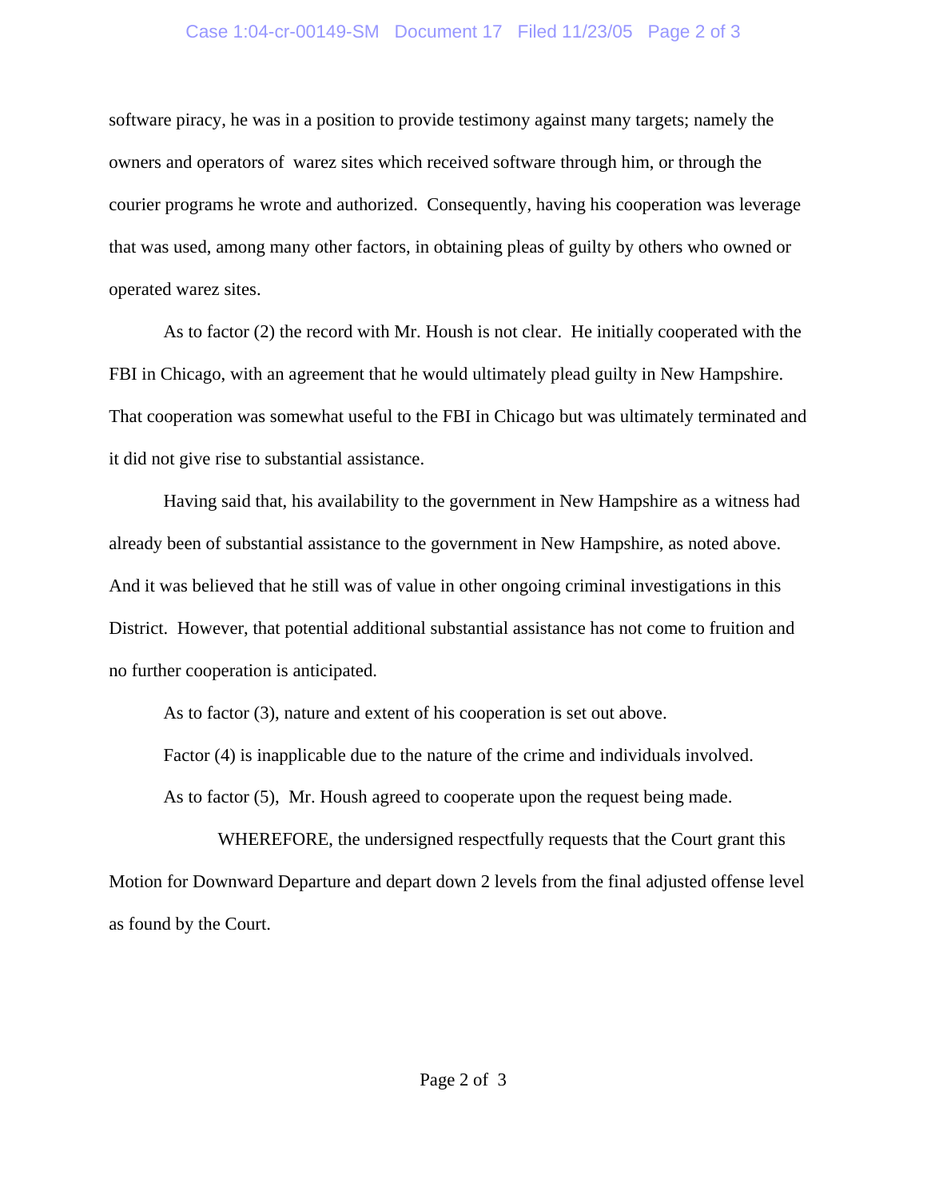software piracy, he was in a position to provide testimony against many targets; namely the owners and operators of warez sites which received software through him, or through the courier programs he wrote and authorized. Consequently, having his cooperation was leverage that was used, among many other factors, in obtaining pleas of guilty by others who owned or operated warez sites.

As to factor (2) the record with Mr. Housh is not clear. He initially cooperated with the FBI in Chicago, with an agreement that he would ultimately plead guilty in New Hampshire. That cooperation was somewhat useful to the FBI in Chicago but was ultimately terminated and it did not give rise to substantial assistance.

Having said that, his availability to the government in New Hampshire as a witness had already been of substantial assistance to the government in New Hampshire, as noted above. And it was believed that he still was of value in other ongoing criminal investigations in this District. However, that potential additional substantial assistance has not come to fruition and no further cooperation is anticipated.

As to factor (3), nature and extent of his cooperation is set out above.

Factor (4) is inapplicable due to the nature of the crime and individuals involved.

As to factor (5), Mr. Housh agreed to cooperate upon the request being made.

WHEREFORE, the undersigned respectfully requests that the Court grant this Motion for Downward Departure and depart down 2 levels from the final adjusted offense level as found by the Court.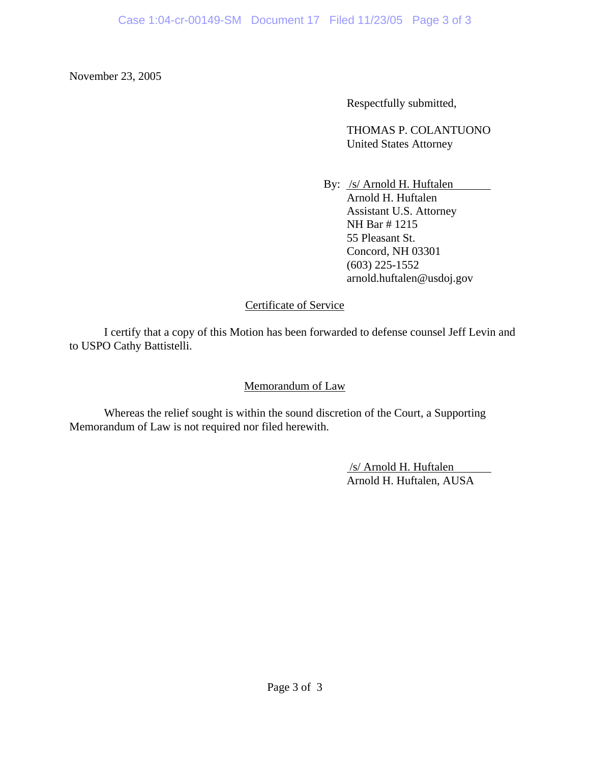November 23, 2005

Respectfully submitted,

THOMAS P. COLANTUONO
United States Attorney

By: /s/ Arnold H. Huftalen
Arnold H. Huftalen
Assistant U.S. Attorney
NH Bar # 1215
55 Pleasant St.
Concord, NH 03301
(603) 225-1552
arnold.huftalen@usdoj.gov

Certificate of Service

I certify that a copy of this Motion has been forwarded to defense counsel Jeff Levin and to USPO Cathy Battistelli.

Memorandum of Law

Whereas the relief sought is within the sound discretion of the Court, a Supporting Memorandum of Law is not required nor filed herewith.

/s/ Arnold H. Huftalen
Arnold H. Huftalen, AUSA